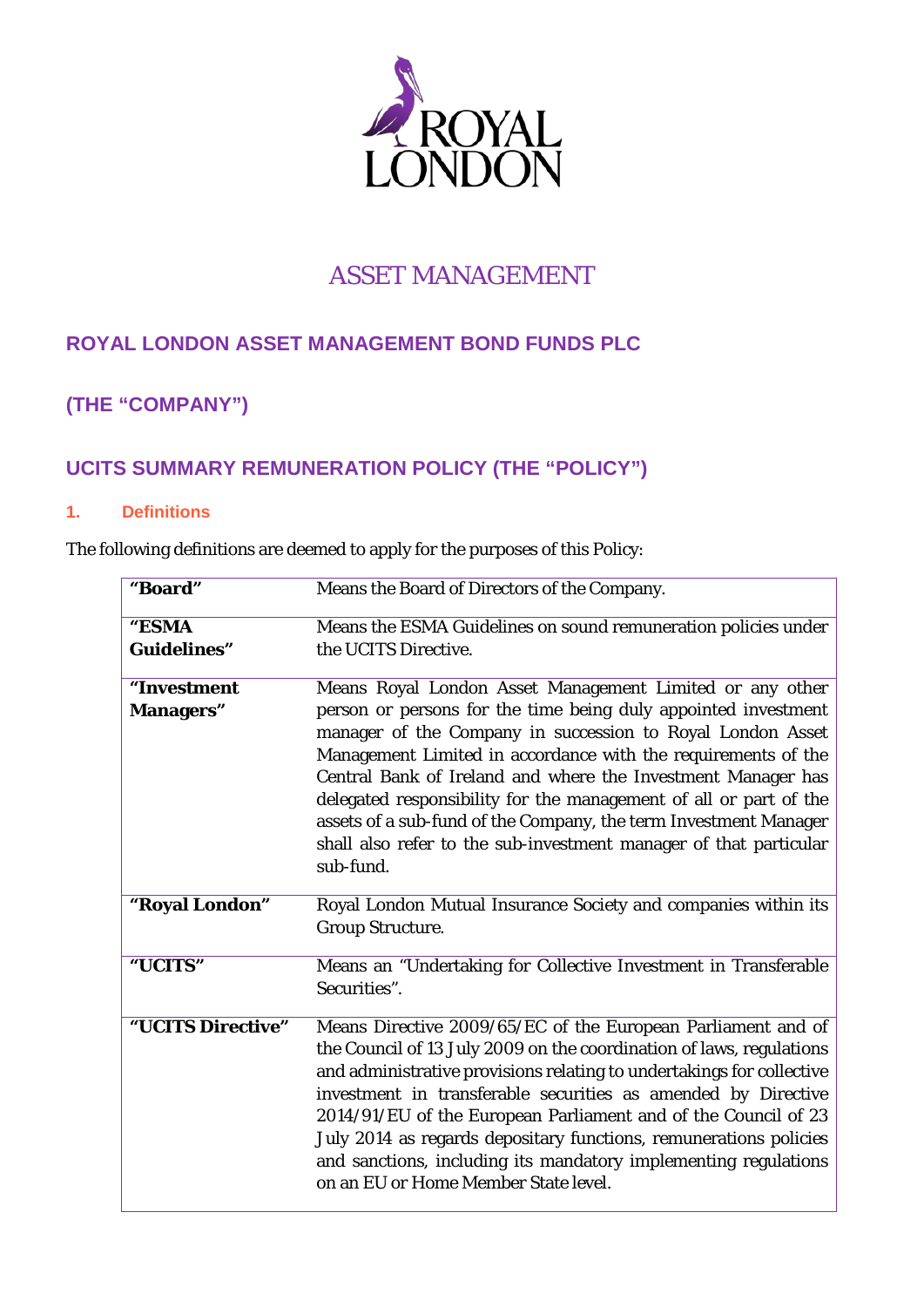ROYAL LONDON

ASSET MANAGEMENT

## ROYAL LONDON ASSET MANAGEMENT BOND FUNDS PLC

## (THE "COMPANY")

## UCITS SUMMARY REMUNERATION POLICY (THE "POLICY")

### 1. Definitions

The following definitions are deemed to apply for the purposes of this Policy:

| | |
|---|---|
| **"Board"** | Means the Board of Directors of the Company. |
| **"ESMA Guidelines"** | Means the ESMA Guidelines on sound remuneration policies under the UCITS Directive. |
| **"Investment Managers"** | Means Royal London Asset Management Limited or any other person or persons for the time being duly appointed investment manager of the Company in succession to Royal London Asset Management Limited in accordance with the requirements of the Central Bank of Ireland and where the Investment Manager has delegated responsibility for the management of all or part of the assets of a sub-fund of the Company, the term Investment Manager shall also refer to the sub-investment manager of that particular sub-fund. |
| **"Royal London"** | Royal London Mutual Insurance Society and companies within its Group Structure. |
| **"UCITS"** | Means an "Undertaking for Collective Investment in Transferable Securities". |
| **"UCITS Directive"** | Means Directive 2009/65/EC of the European Parliament and of the Council of 13 July 2009 on the coordination of laws, regulations and administrative provisions relating to undertakings for collective investment in transferable securities as amended by Directive 2014/91/EU of the European Parliament and of the Council of 23 July 2014 as regards depositary functions, remunerations policies and sanctions, including its mandatory implementing regulations on an EU or Home Member State level. |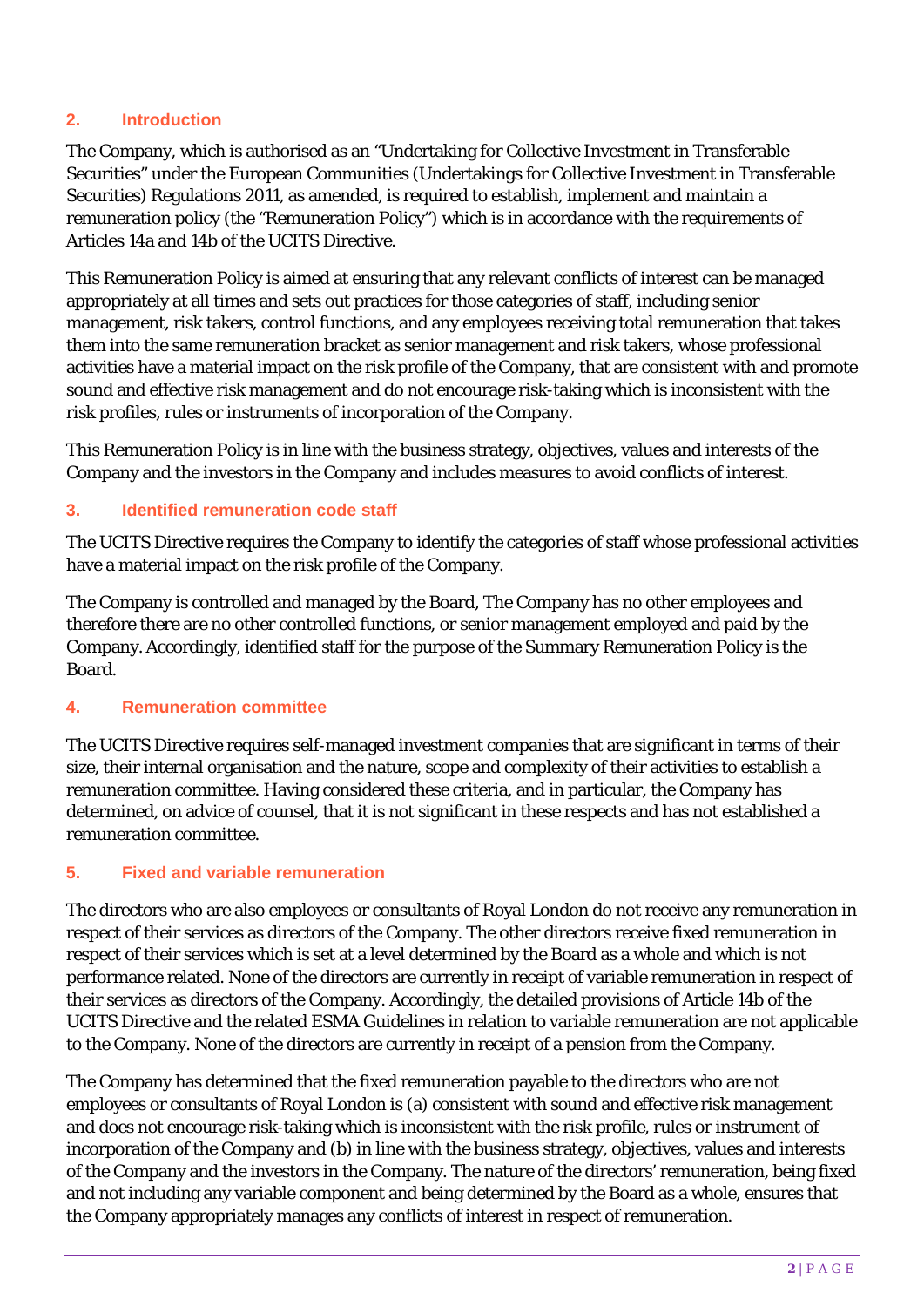## 2. Introduction

The Company, which is authorised as an "Undertaking for Collective Investment in Transferable Securities" under the European Communities (Undertakings for Collective Investment in Transferable Securities) Regulations 2011, as amended, is required to establish, implement and maintain a remuneration policy (the "Remuneration Policy") which is in accordance with the requirements of Articles 14a and 14b of the UCITS Directive.

This Remuneration Policy is aimed at ensuring that any relevant conflicts of interest can be managed appropriately at all times and sets out practices for those categories of staff, including senior management, risk takers, control functions, and any employees receiving total remuneration that takes them into the same remuneration bracket as senior management and risk takers, whose professional activities have a material impact on the risk profile of the Company, that are consistent with and promote sound and effective risk management and do not encourage risk-taking which is inconsistent with the risk profiles, rules or instruments of incorporation of the Company.

This Remuneration Policy is in line with the business strategy, objectives, values and interests of the Company and the investors in the Company and includes measures to avoid conflicts of interest.

## 3. Identified remuneration code staff

The UCITS Directive requires the Company to identify the categories of staff whose professional activities have a material impact on the risk profile of the Company.

The Company is controlled and managed by the Board, The Company has no other employees and therefore there are no other controlled functions, or senior management employed and paid by the Company. Accordingly, identified staff for the purpose of the Summary Remuneration Policy is the Board.

## 4. Remuneration committee

The UCITS Directive requires self-managed investment companies that are significant in terms of their size, their internal organisation and the nature, scope and complexity of their activities to establish a remuneration committee. Having considered these criteria, and in particular, the Company has determined, on advice of counsel, that it is not significant in these respects and has not established a remuneration committee.

## 5. Fixed and variable remuneration

The directors who are also employees or consultants of Royal London do not receive any remuneration in respect of their services as directors of the Company. The other directors receive fixed remuneration in respect of their services which is set at a level determined by the Board as a whole and which is not performance related. None of the directors are currently in receipt of variable remuneration in respect of their services as directors of the Company. Accordingly, the detailed provisions of Article 14b of the UCITS Directive and the related ESMA Guidelines in relation to variable remuneration are not applicable to the Company. None of the directors are currently in receipt of a pension from the Company.

The Company has determined that the fixed remuneration payable to the directors who are not employees or consultants of Royal London is (a) consistent with sound and effective risk management and does not encourage risk-taking which is inconsistent with the risk profile, rules or instrument of incorporation of the Company and (b) in line with the business strategy, objectives, values and interests of the Company and the investors in the Company. The nature of the directors' remuneration, being fixed and not including any variable component and being determined by the Board as a whole, ensures that the Company appropriately manages any conflicts of interest in respect of remuneration.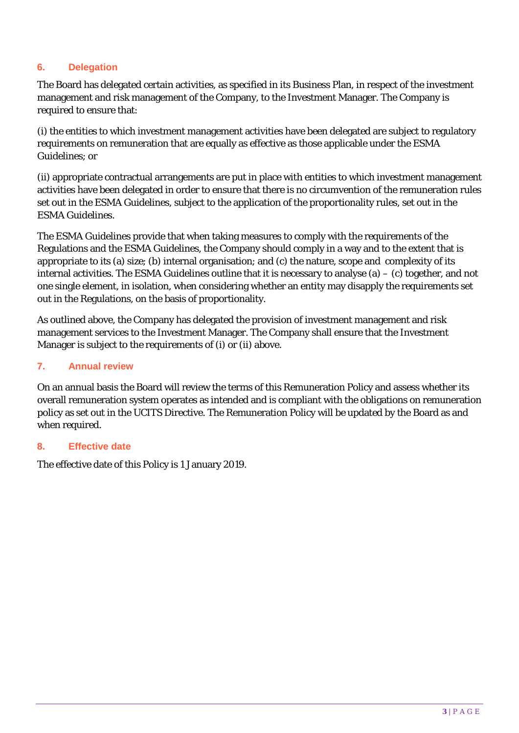## 6. Delegation

The Board has delegated certain activities, as specified in its Business Plan, in respect of the investment management and risk management of the Company, to the Investment Manager. The Company is required to ensure that:

(i) the entities to which investment management activities have been delegated are subject to regulatory requirements on remuneration that are equally as effective as those applicable under the ESMA Guidelines; or

(ii) appropriate contractual arrangements are put in place with entities to which investment management activities have been delegated in order to ensure that there is no circumvention of the remuneration rules set out in the ESMA Guidelines, subject to the application of the proportionality rules, set out in the ESMA Guidelines.

The ESMA Guidelines provide that when taking measures to comply with the requirements of the Regulations and the ESMA Guidelines, the Company should comply in a way and to the extent that is appropriate to its (a) size; (b) internal organisation; and (c) the nature, scope and complexity of its internal activities. The ESMA Guidelines outline that it is necessary to analyse (a) – (c) together, and not one single element, in isolation, when considering whether an entity may disapply the requirements set out in the Regulations, on the basis of proportionality.

As outlined above, the Company has delegated the provision of investment management and risk management services to the Investment Manager. The Company shall ensure that the Investment Manager is subject to the requirements of (i) or (ii) above.

## 7. Annual review

On an annual basis the Board will review the terms of this Remuneration Policy and assess whether its overall remuneration system operates as intended and is compliant with the obligations on remuneration policy as set out in the UCITS Directive. The Remuneration Policy will be updated by the Board as and when required.

## 8. Effective date

The effective date of this Policy is 1 January 2019.